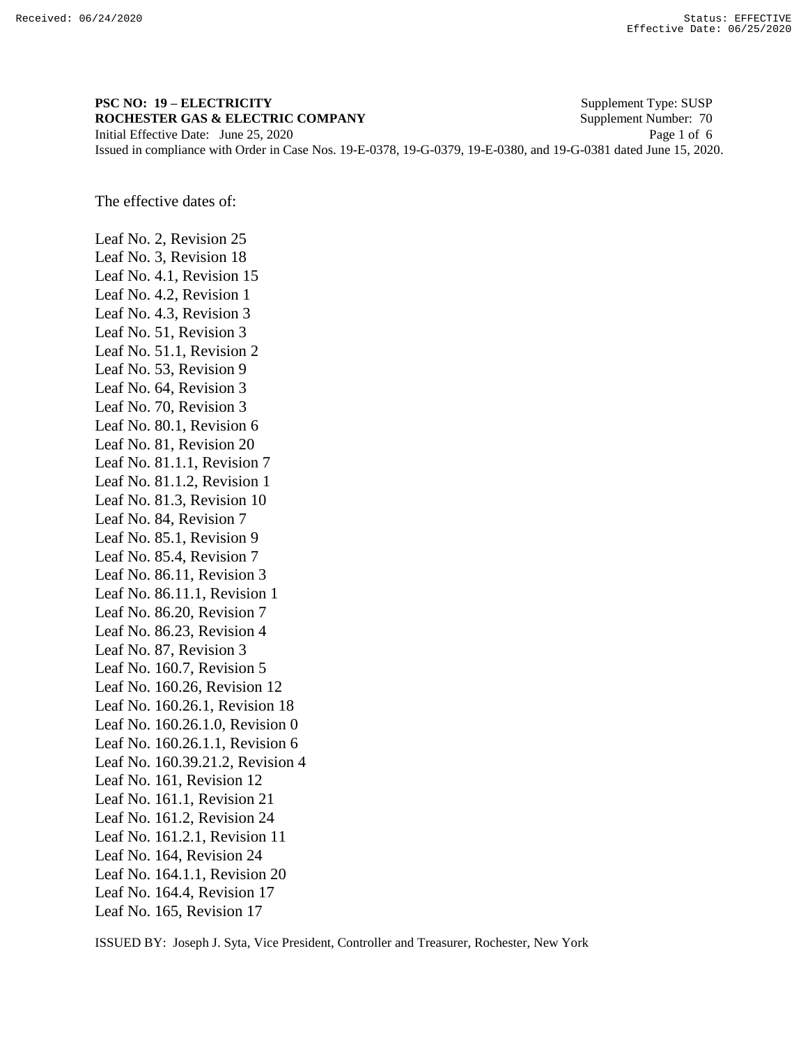**PSC NO: 19 – ELECTRICITY** Supplement Type: SUSP
**ROCHESTER GAS & ELECTRIC COMPANY** Supplement Number: 70
Initial Effective Date: June 25, 2020
Issued in compliance with Order in Case Nos. 19-E-0378, 19-G-0379, 19-E-0380, and 19-G-0381 dated June 15, 2020.

The effective dates of:

Leaf No. 2, Revision 25
Leaf No. 3, Revision 18
Leaf No. 4.1, Revision 15
Leaf No. 4.2, Revision 1
Leaf No. 4.3, Revision 3
Leaf No. 51, Revision 3
Leaf No. 51.1, Revision 2
Leaf No. 53, Revision 9
Leaf No. 64, Revision 3
Leaf No. 70, Revision 3
Leaf No. 80.1, Revision 6
Leaf No. 81, Revision 20
Leaf No. 81.1.1, Revision 7
Leaf No. 81.1.2, Revision 1
Leaf No. 81.3, Revision 10
Leaf No. 84, Revision 7
Leaf No. 85.1, Revision 9
Leaf No. 85.4, Revision 7
Leaf No. 86.11, Revision 3
Leaf No. 86.11.1, Revision 1
Leaf No. 86.20, Revision 7
Leaf No. 86.23, Revision 4
Leaf No. 87, Revision 3
Leaf No. 160.7, Revision 5
Leaf No. 160.26, Revision 12
Leaf No. 160.26.1, Revision 18
Leaf No. 160.26.1.0, Revision 0
Leaf No. 160.26.1.1, Revision 6
Leaf No. 160.39.21.2, Revision 4
Leaf No. 161, Revision 12
Leaf No. 161.1, Revision 21
Leaf No. 161.2, Revision 24
Leaf No. 161.2.1, Revision 11
Leaf No. 164, Revision 24
Leaf No. 164.1.1, Revision 20
Leaf No. 164.4, Revision 17
Leaf No. 165, Revision 17

ISSUED BY: Joseph J. Syta, Vice President, Controller and Treasurer, Rochester, New York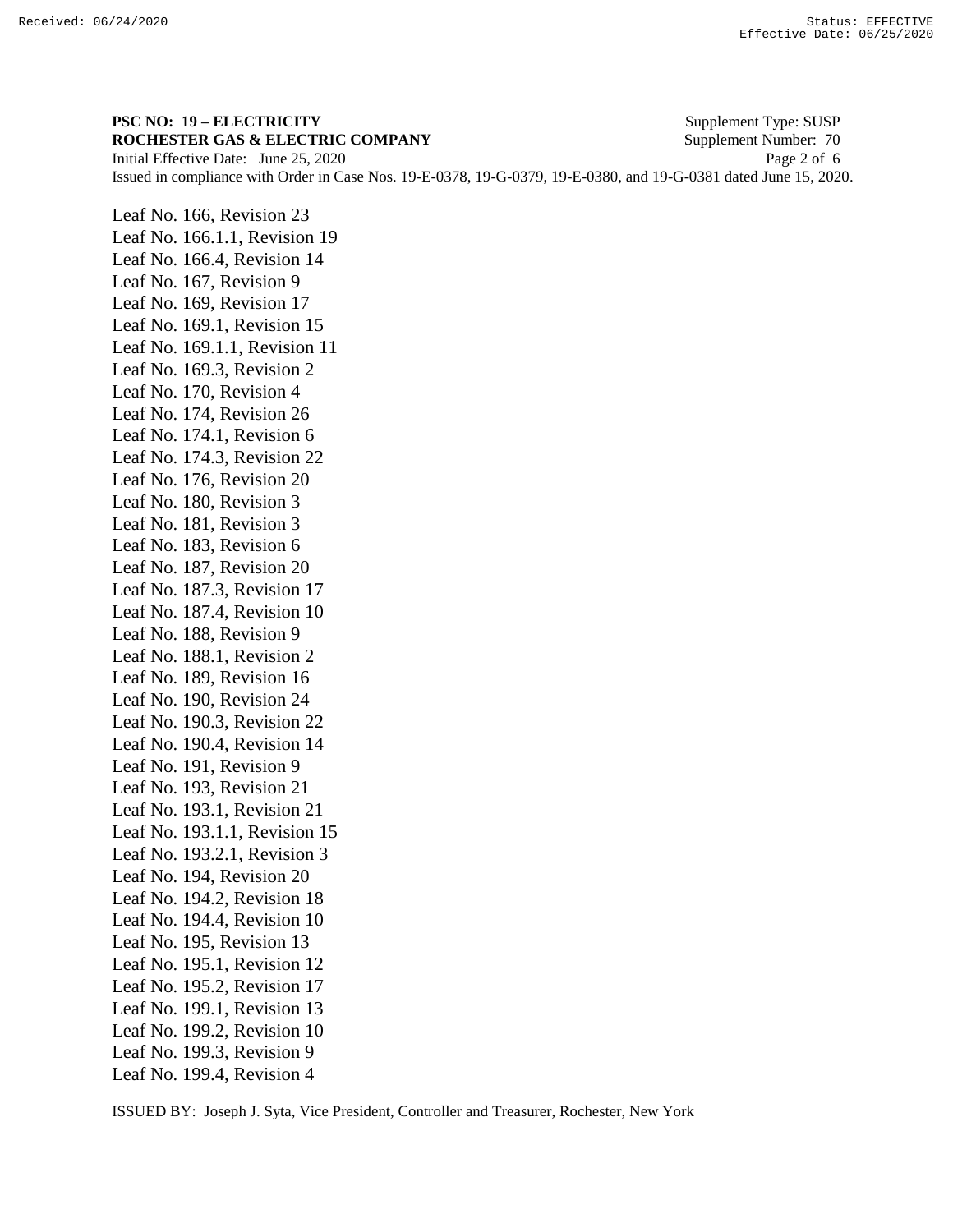**PSC NO: 19 – ELECTRICITY** Supplement Type: SUSP
**ROCHESTER GAS & ELECTRIC COMPANY** Supplement Number: 70
Initial Effective Date: June 25, 2020
Issued in compliance with Order in Case Nos. 19-E-0378, 19-G-0379, 19-E-0380, and 19-G-0381 dated June 15, 2020.

Leaf No. 166, Revision 23
Leaf No. 166.1.1, Revision 19
Leaf No. 166.4, Revision 14
Leaf No. 167, Revision 9
Leaf No. 169, Revision 17
Leaf No. 169.1, Revision 15
Leaf No. 169.1.1, Revision 11
Leaf No. 169.3, Revision 2
Leaf No. 170, Revision 4
Leaf No. 174, Revision 26
Leaf No. 174.1, Revision 6
Leaf No. 174.3, Revision 22
Leaf No. 176, Revision 20
Leaf No. 180, Revision 3
Leaf No. 181, Revision 3
Leaf No. 183, Revision 6
Leaf No. 187, Revision 20
Leaf No. 187.3, Revision 17
Leaf No. 187.4, Revision 10
Leaf No. 188, Revision 9
Leaf No. 188.1, Revision 2
Leaf No. 189, Revision 16
Leaf No. 190, Revision 24
Leaf No. 190.3, Revision 22
Leaf No. 190.4, Revision 14
Leaf No. 191, Revision 9
Leaf No. 193, Revision 21
Leaf No. 193.1, Revision 21
Leaf No. 193.1.1, Revision 15
Leaf No. 193.2.1, Revision 3
Leaf No. 194, Revision 20
Leaf No. 194.2, Revision 18
Leaf No. 194.4, Revision 10
Leaf No. 195, Revision 13
Leaf No. 195.1, Revision 12
Leaf No. 195.2, Revision 17
Leaf No. 199.1, Revision 13
Leaf No. 199.2, Revision 10
Leaf No. 199.3, Revision 9
Leaf No. 199.4, Revision 4

ISSUED BY: Joseph J. Syta, Vice President, Controller and Treasurer, Rochester, New York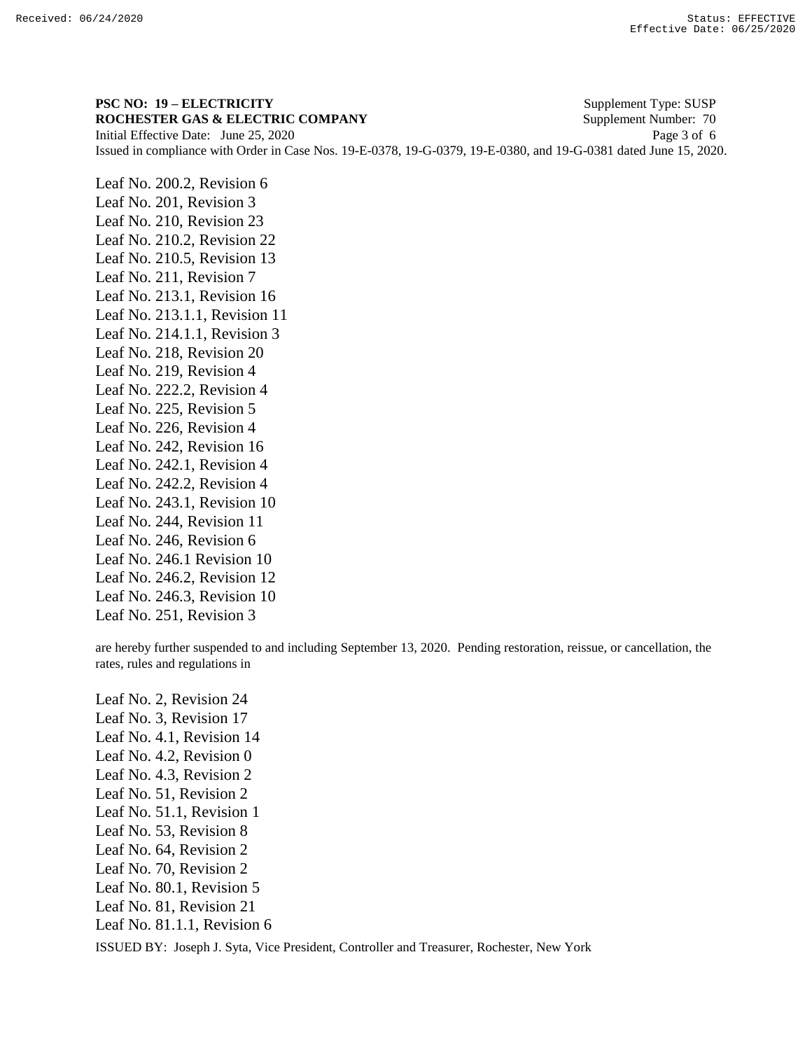Leaf No. 200.2, Revision 6
Leaf No. 201, Revision 3
Leaf No. 210, Revision 23
Leaf No. 210.2, Revision 22
Leaf No. 210.5, Revision 13
Leaf No. 211, Revision 7
Leaf No. 213.1, Revision 16
Leaf No. 213.1.1, Revision 11
Leaf No. 214.1.1, Revision 3
Leaf No. 218, Revision 20
Leaf No. 219, Revision 4
Leaf No. 222.2, Revision 4
Leaf No. 225, Revision 5
Leaf No. 226, Revision 4
Leaf No. 242, Revision 16
Leaf No. 242.1, Revision 4
Leaf No. 242.2, Revision 4
Leaf No. 243.1, Revision 10
Leaf No. 244, Revision 11
Leaf No. 246, Revision 6
Leaf No. 246.1 Revision 10
Leaf No. 246.2, Revision 12
Leaf No. 246.3, Revision 10
Leaf No. 251, Revision 3

are hereby further suspended to and including September 13, 2020. Pending restoration, reissue, or cancellation, the rates, rules and regulations in

Leaf No. 2, Revision 24
Leaf No. 3, Revision 17
Leaf No. 4.1, Revision 14
Leaf No. 4.2, Revision 0
Leaf No. 4.3, Revision 2
Leaf No. 51, Revision 2
Leaf No. 51.1, Revision 1
Leaf No. 53, Revision 8
Leaf No. 64, Revision 2
Leaf No. 70, Revision 2
Leaf No. 80.1, Revision 5
Leaf No. 81, Revision 21
Leaf No. 81.1.1, Revision 6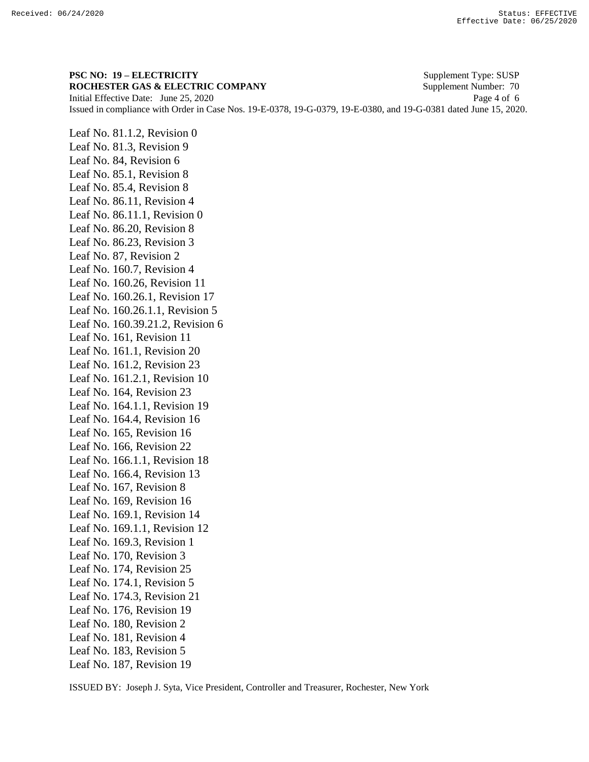**PSC NO: 19 – ELECTRICITY** Supplement Type: SUSP
**ROCHESTER GAS & ELECTRIC COMPANY** Supplement Number: 70
Initial Effective Date: June 25, 2020
Issued in compliance with Order in Case Nos. 19-E-0378, 19-G-0379, 19-E-0380, and 19-G-0381 dated June 15, 2020.

Leaf No. 81.1.2, Revision 0
Leaf No. 81.3, Revision 9
Leaf No. 84, Revision 6
Leaf No. 85.1, Revision 8
Leaf No. 85.4, Revision 8
Leaf No. 86.11, Revision 4
Leaf No. 86.11.1, Revision 0
Leaf No. 86.20, Revision 8
Leaf No. 86.23, Revision 3
Leaf No. 87, Revision 2
Leaf No. 160.7, Revision 4
Leaf No. 160.26, Revision 11
Leaf No. 160.26.1, Revision 17
Leaf No. 160.26.1.1, Revision 5
Leaf No. 160.39.21.2, Revision 6
Leaf No. 161, Revision 11
Leaf No. 161.1, Revision 20
Leaf No. 161.2, Revision 23
Leaf No. 161.2.1, Revision 10
Leaf No. 164, Revision 23
Leaf No. 164.1.1, Revision 19
Leaf No. 164.4, Revision 16
Leaf No. 165, Revision 16
Leaf No. 166, Revision 22
Leaf No. 166.1.1, Revision 18
Leaf No. 166.4, Revision 13
Leaf No. 167, Revision 8
Leaf No. 169, Revision 16
Leaf No. 169.1, Revision 14
Leaf No. 169.1.1, Revision 12
Leaf No. 169.3, Revision 1
Leaf No. 170, Revision 3
Leaf No. 174, Revision 25
Leaf No. 174.1, Revision 5
Leaf No. 174.3, Revision 21
Leaf No. 176, Revision 19
Leaf No. 180, Revision 2
Leaf No. 181, Revision 4
Leaf No. 183, Revision 5
Leaf No. 187, Revision 19

ISSUED BY: Joseph J. Syta, Vice President, Controller and Treasurer, Rochester, New York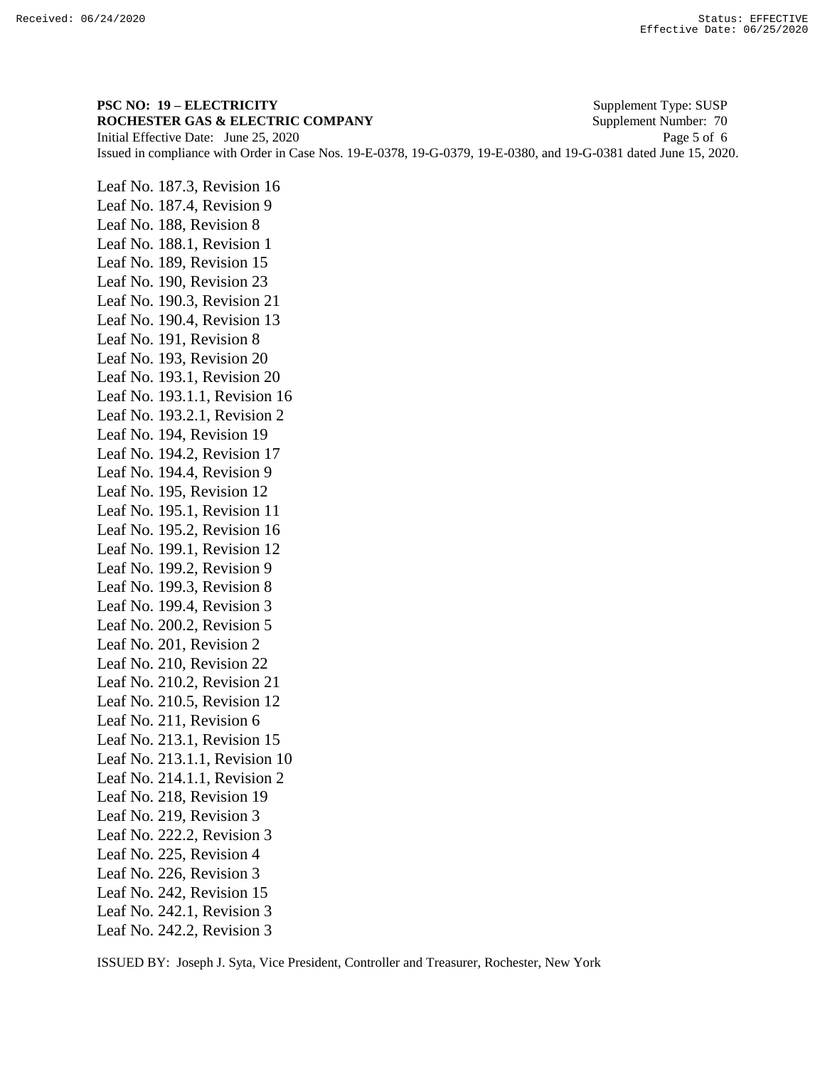Leaf No. 187.3, Revision 16
Leaf No. 187.4, Revision 9
Leaf No. 188, Revision 8
Leaf No. 188.1, Revision 1
Leaf No. 189, Revision 15
Leaf No. 190, Revision 23
Leaf No. 190.3, Revision 21
Leaf No. 190.4, Revision 13
Leaf No. 191, Revision 8
Leaf No. 193, Revision 20
Leaf No. 193.1, Revision 20
Leaf No. 193.1.1, Revision 16
Leaf No. 193.2.1, Revision 2
Leaf No. 194, Revision 19
Leaf No. 194.2, Revision 17
Leaf No. 194.4, Revision 9
Leaf No. 195, Revision 12
Leaf No. 195.1, Revision 11
Leaf No. 195.2, Revision 16
Leaf No. 199.1, Revision 12
Leaf No. 199.2, Revision 9
Leaf No. 199.3, Revision 8
Leaf No. 199.4, Revision 3
Leaf No. 200.2, Revision 5
Leaf No. 201, Revision 2
Leaf No. 210, Revision 22
Leaf No. 210.2, Revision 21
Leaf No. 210.5, Revision 12
Leaf No. 211, Revision 6
Leaf No. 213.1, Revision 15
Leaf No. 213.1.1, Revision 10
Leaf No. 214.1.1, Revision 2
Leaf No. 218, Revision 19
Leaf No. 219, Revision 3
Leaf No. 222.2, Revision 3
Leaf No. 225, Revision 4
Leaf No. 226, Revision 3
Leaf No. 242, Revision 15
Leaf No. 242.1, Revision 3
Leaf No. 242.2, Revision 3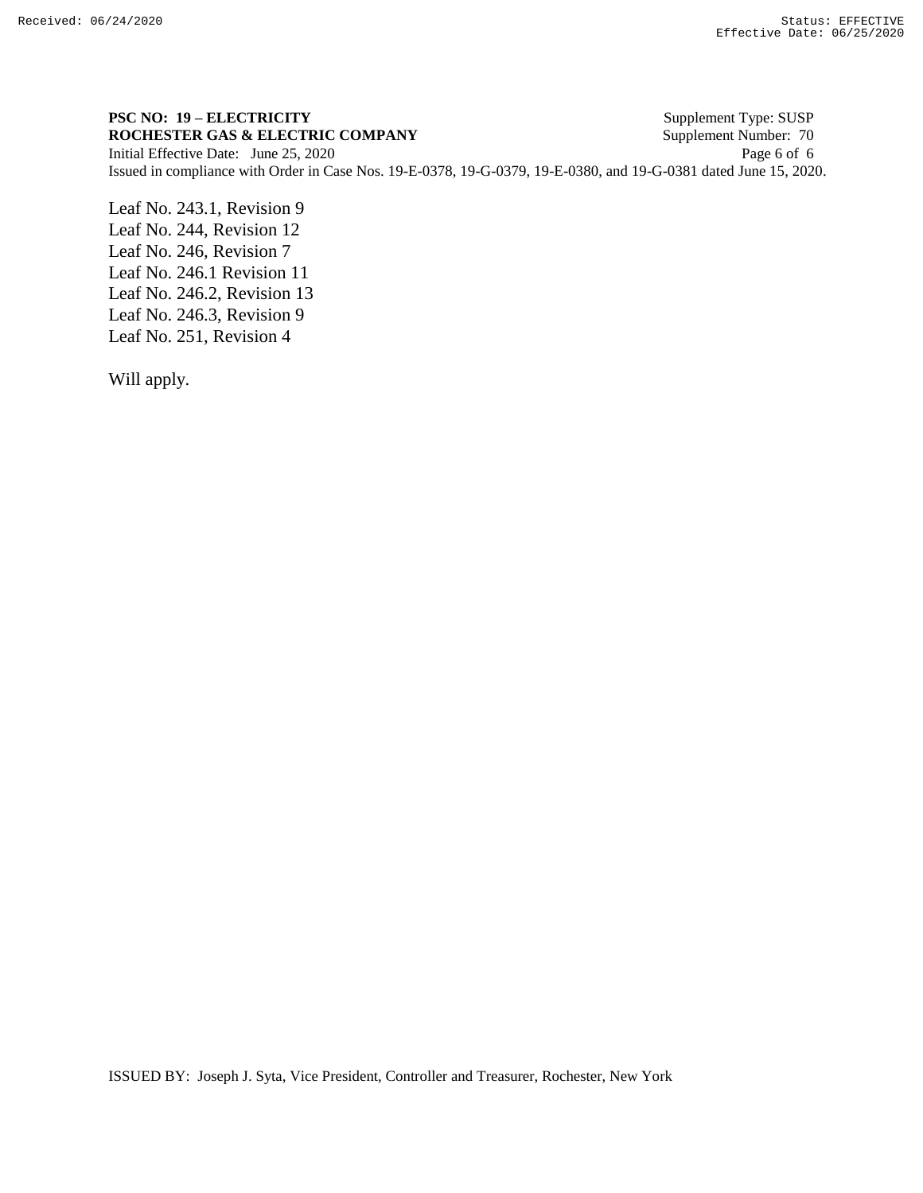**PSC NO: 19 – ELECTRICITY** Supplement Type: SUSP
**ROCHESTER GAS & ELECTRIC COMPANY** Supplement Number: 70
Initial Effective Date: June 25, 2020
Issued in compliance with Order in Case Nos. 19-E-0378, 19-G-0379, 19-E-0380, and 19-G-0381 dated June 15, 2020.

Leaf No. 243.1, Revision 9
Leaf No. 244, Revision 12
Leaf No. 246, Revision 7
Leaf No. 246.1 Revision 11
Leaf No. 246.2, Revision 13
Leaf No. 246.3, Revision 9
Leaf No. 251, Revision 4

Will apply.

ISSUED BY: Joseph J. Syta, Vice President, Controller and Treasurer, Rochester, New York